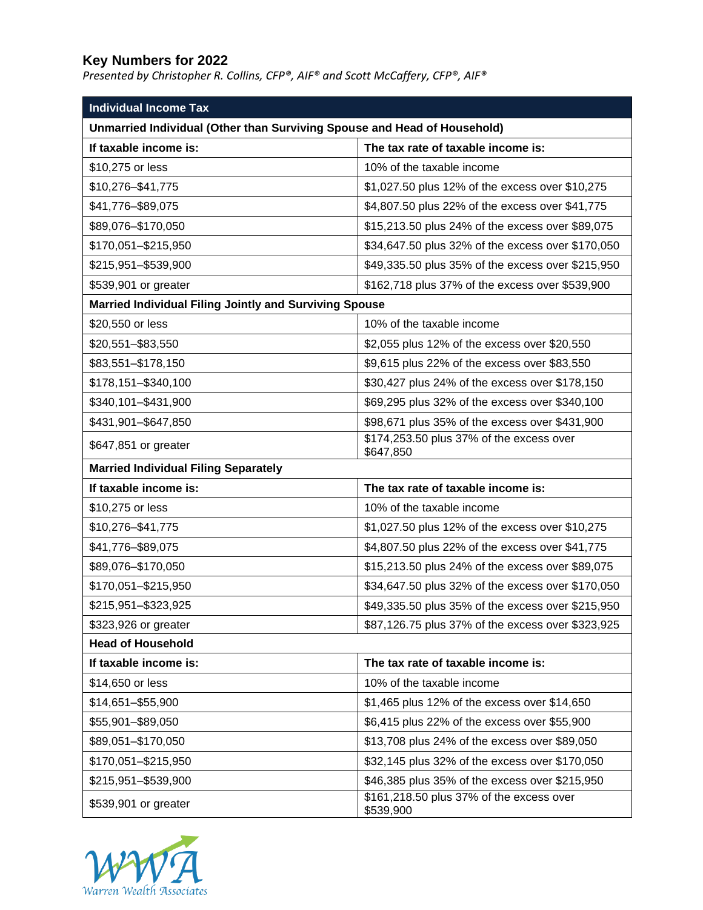# Key Numbers for 2022

*Presented by Christopher R. Collins, CFP®, AIF® and Scott McCaffery, CFP®, AIF®*

| Individual Income Tax | |
|---|---|
| **Unmarried Individual (Other than Surviving Spouse and Head of Household)** | |
| **If taxable income is:** | **The tax rate of taxable income is:** |
| $10,275 or less | 10% of the taxable income |
| $10,276–$41,775 | $1,027.50 plus 12% of the excess over $10,275 |
| $41,776–$89,075 | $4,807.50 plus 22% of the excess over $41,775 |
| $89,076–$170,050 | $15,213.50 plus 24% of the excess over $89,075 |
| $170,051–$215,950 | $34,647.50 plus 32% of the excess over $170,050 |
| $215,951–$539,900 | $49,335.50 plus 35% of the excess over $215,950 |
| $539,901 or greater | $162,718 plus 37% of the excess over $539,900 |
| **Married Individual Filing Jointly and Surviving Spouse** | |
| $20,550 or less | 10% of the taxable income |
| $20,551–$83,550 | $2,055 plus 12% of the excess over $20,550 |
| $83,551–$178,150 | $9,615 plus 22% of the excess over $83,550 |
| $178,151–$340,100 | $30,427 plus 24% of the excess over $178,150 |
| $340,101–$431,900 | $69,295 plus 32% of the excess over $340,100 |
| $431,901–$647,850 | $98,671 plus 35% of the excess over $431,900 |
| $647,851 or greater | $174,253.50 plus 37% of the excess over $647,850 |
| **Married Individual Filing Separately** | |
| **If taxable income is:** | **The tax rate of taxable income is:** |
| $10,275 or less | 10% of the taxable income |
| $10,276–$41,775 | $1,027.50 plus 12% of the excess over $10,275 |
| $41,776–$89,075 | $4,807.50 plus 22% of the excess over $41,775 |
| $89,076–$170,050 | $15,213.50 plus 24% of the excess over $89,075 |
| $170,051–$215,950 | $34,647.50 plus 32% of the excess over $170,050 |
| $215,951–$323,925 | $49,335.50 plus 35% of the excess over $215,950 |
| $323,926 or greater | $87,126.75 plus 37% of the excess over $323,925 |
| **Head of Household** | |
| **If taxable income is:** | **The tax rate of taxable income is:** |
| $14,650 or less | 10% of the taxable income |
| $14,651–$55,900 | $1,465 plus 12% of the excess over $14,650 |
| $55,901–$89,050 | $6,415 plus 22% of the excess over $55,900 |
| $89,051–$170,050 | $13,708 plus 24% of the excess over $89,050 |
| $170,051–$215,950 | $32,145 plus 32% of the excess over $170,050 |
| $215,951–$539,900 | $46,385 plus 35% of the excess over $215,950 |
| $539,901 or greater | $161,218.50 plus 37% of the excess over $539,900 |

WWA Warren Wealth Associates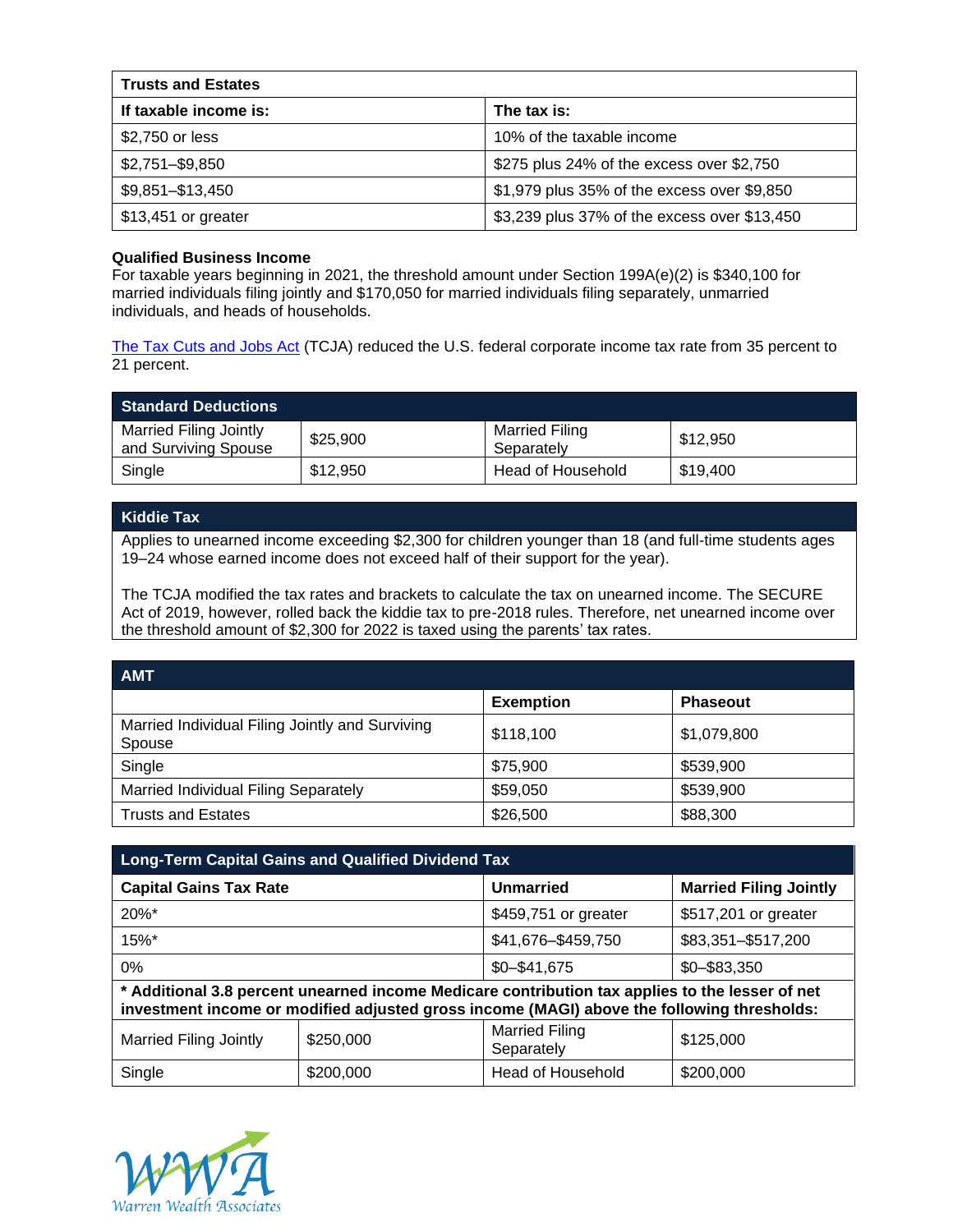| Trusts and Estates | |
|---|---|
| **If taxable income is:** | **The tax is:** |
| $2,750 or less | 10% of the taxable income |
| $2,751–$9,850 | $275 plus 24% of the excess over $2,750 |
| $9,851–$13,450 | $1,979 plus 35% of the excess over $9,850 |
| $13,451 or greater | $3,239 plus 37% of the excess over $13,450 |

**Qualified Business Income**
For taxable years beginning in 2021, the threshold amount under Section 199A(e)(2) is $340,100 for married individuals filing jointly and $170,050 for married individuals filing separately, unmarried individuals, and heads of households.

The Tax Cuts and Jobs Act (TCJA) reduced the U.S. federal corporate income tax rate from 35 percent to 21 percent.

| Standard Deductions | | | |
|---|---|---|---|
| Married Filing Jointly and Surviving Spouse | $25,900 | Married Filing Separately | $12,950 |
| Single | $12,950 | Head of Household | $19,400 |

**Kiddie Tax**

Applies to unearned income exceeding $2,300 for children younger than 18 (and full-time students ages 19–24 whose earned income does not exceed half of their support for the year).

The TCJA modified the tax rates and brackets to calculate the tax on unearned income. The SECURE Act of 2019, however, rolled back the kiddie tax to pre-2018 rules. Therefore, net unearned income over the threshold amount of $2,300 for 2022 is taxed using the parents' tax rates.

| AMT | | |
|---|---|---|
| | **Exemption** | **Phaseout** |
| Married Individual Filing Jointly and Surviving Spouse | $118,100 | $1,079,800 |
| Single | $75,900 | $539,900 |
| Married Individual Filing Separately | $59,050 | $539,900 |
| Trusts and Estates | $26,500 | $88,300 |

| Long-Term Capital Gains and Qualified Dividend Tax | | | |
|---|---|---|---|
| **Capital Gains Tax Rate** | | **Unmarried** | **Married Filing Jointly** |
| 20%* | | $459,751 or greater | $517,201 or greater |
| 15%* | | $41,676–$459,750 | $83,351–$517,200 |
| 0% | | $0–$41,675 | $0–$83,350 |
| **\* Additional 3.8 percent unearned income Medicare contribution tax applies to the lesser of net investment income or modified adjusted gross income (MAGI) above the following thresholds:** | | | |
| Married Filing Jointly | $250,000 | Married Filing Separately | $125,000 |
| Single | $200,000 | Head of Household | $200,000 |

Warren Wealth Associates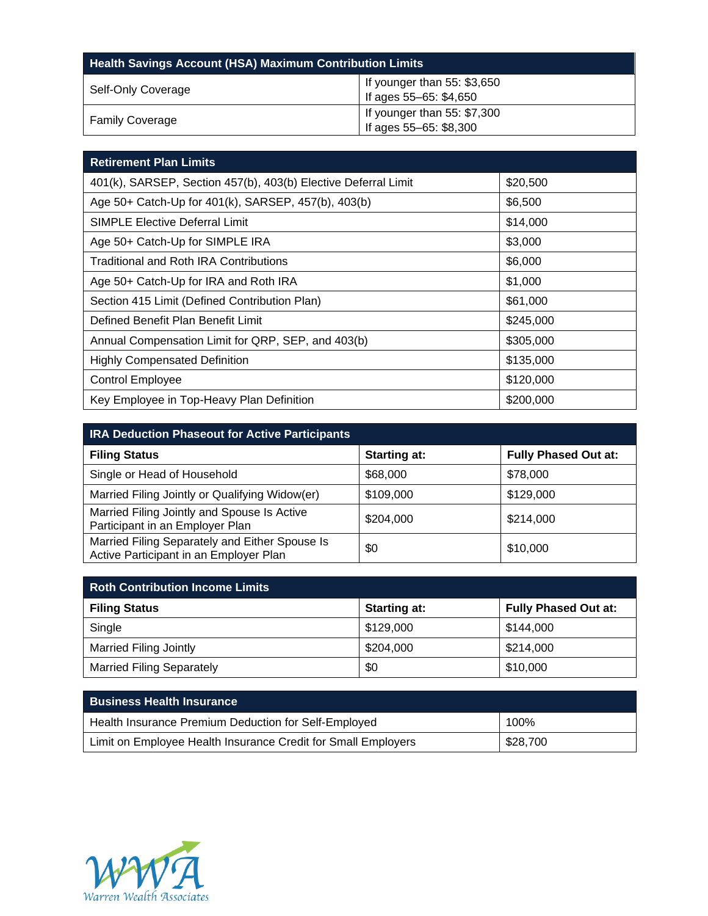| Health Savings Account (HSA) Maximum Contribution Limits | |
|---|---|
| Self-Only Coverage | If younger than 55: $3,650<br>If ages 55–65: $4,650 |
| Family Coverage | If younger than 55: $7,300<br>If ages 55–65: $8,300 |

| Retirement Plan Limits | |
|---|---|
| 401(k), SARSEP, Section 457(b), 403(b) Elective Deferral Limit | $20,500 |
| Age 50+ Catch-Up for 401(k), SARSEP, 457(b), 403(b) | $6,500 |
| SIMPLE Elective Deferral Limit | $14,000 |
| Age 50+ Catch-Up for SIMPLE IRA | $3,000 |
| Traditional and Roth IRA Contributions | $6,000 |
| Age 50+ Catch-Up for IRA and Roth IRA | $1,000 |
| Section 415 Limit (Defined Contribution Plan) | $61,000 |
| Defined Benefit Plan Benefit Limit | $245,000 |
| Annual Compensation Limit for QRP, SEP, and 403(b) | $305,000 |
| Highly Compensated Definition | $135,000 |
| Control Employee | $120,000 |
| Key Employee in Top-Heavy Plan Definition | $200,000 |

| IRA Deduction Phaseout for Active Participants | | |
|---|---|---|
| **Filing Status** | **Starting at:** | **Fully Phased Out at:** |
| Single or Head of Household | $68,000 | $78,000 |
| Married Filing Jointly or Qualifying Widow(er) | $109,000 | $129,000 |
| Married Filing Jointly and Spouse Is Active Participant in an Employer Plan | $204,000 | $214,000 |
| Married Filing Separately and Either Spouse Is Active Participant in an Employer Plan | $0 | $10,000 |

| Roth Contribution Income Limits | | |
|---|---|---|
| **Filing Status** | **Starting at:** | **Fully Phased Out at:** |
| Single | $129,000 | $144,000 |
| Married Filing Jointly | $204,000 | $214,000 |
| Married Filing Separately | $0 | $10,000 |

| Business Health Insurance | |
|---|---|
| Health Insurance Premium Deduction for Self-Employed | 100% |
| Limit on Employee Health Insurance Credit for Small Employers | $28,700 |

WWA
Warren Wealth Associates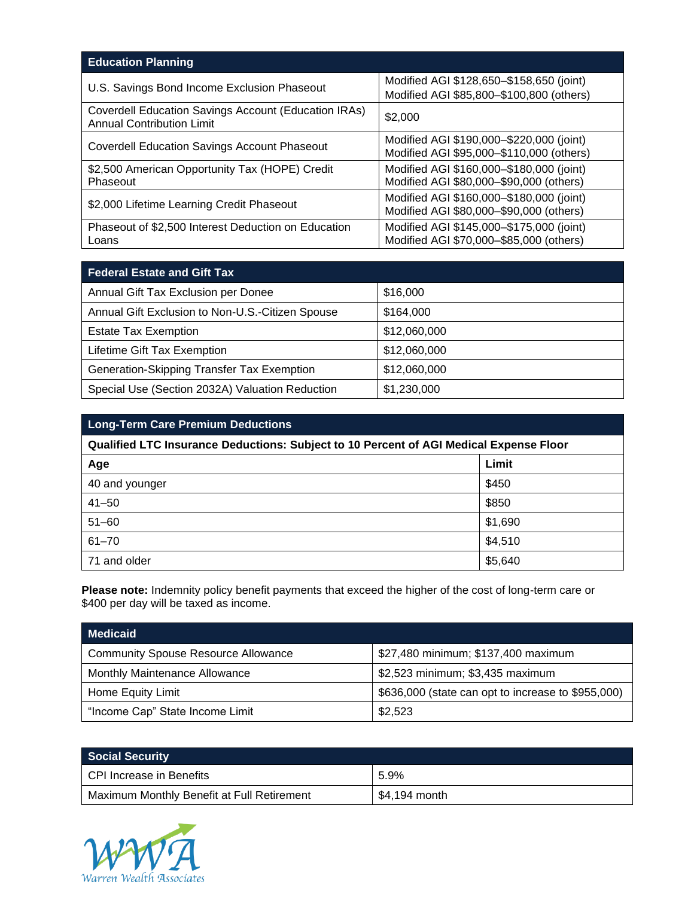| Education Planning | |
|---|---|
| U.S. Savings Bond Income Exclusion Phaseout | Modified AGI $128,650–$158,650 (joint)<br>Modified AGI $85,800–$100,800 (others) |
| Coverdell Education Savings Account (Education IRAs) Annual Contribution Limit | $2,000 |
| Coverdell Education Savings Account Phaseout | Modified AGI $190,000–$220,000 (joint)<br>Modified AGI $95,000–$110,000 (others) |
| $2,500 American Opportunity Tax (HOPE) Credit Phaseout | Modified AGI $160,000–$180,000 (joint)<br>Modified AGI $80,000–$90,000 (others) |
| $2,000 Lifetime Learning Credit Phaseout | Modified AGI $160,000–$180,000 (joint)<br>Modified AGI $80,000–$90,000 (others) |
| Phaseout of $2,500 Interest Deduction on Education Loans | Modified AGI $145,000–$175,000 (joint)<br>Modified AGI $70,000–$85,000 (others) |

| Federal Estate and Gift Tax | |
|---|---|
| Annual Gift Tax Exclusion per Donee | $16,000 |
| Annual Gift Exclusion to Non-U.S.-Citizen Spouse | $164,000 |
| Estate Tax Exemption | $12,060,000 |
| Lifetime Gift Tax Exemption | $12,060,000 |
| Generation-Skipping Transfer Tax Exemption | $12,060,000 |
| Special Use (Section 2032A) Valuation Reduction | $1,230,000 |

| Long-Term Care Premium Deductions | |
|---|---|
| **Qualified LTC Insurance Deductions: Subject to 10 Percent of AGI Medical Expense Floor** | |
| **Age** | **Limit** |
| 40 and younger | $450 |
| 41–50 | $850 |
| 51–60 | $1,690 |
| 61–70 | $4,510 |
| 71 and older | $5,640 |

**Please note:** Indemnity policy benefit payments that exceed the higher of the cost of long-term care or $400 per day will be taxed as income.

| Medicaid | |
|---|---|
| Community Spouse Resource Allowance | $27,480 minimum; $137,400 maximum |
| Monthly Maintenance Allowance | $2,523 minimum; $3,435 maximum |
| Home Equity Limit | $636,000 (state can opt to increase to $955,000) |
| "Income Cap" State Income Limit | $2,523 |

| Social Security | |
|---|---|
| CPI Increase in Benefits | 5.9% |
| Maximum Monthly Benefit at Full Retirement | $4,194 month |

WWA Warren Wealth Associates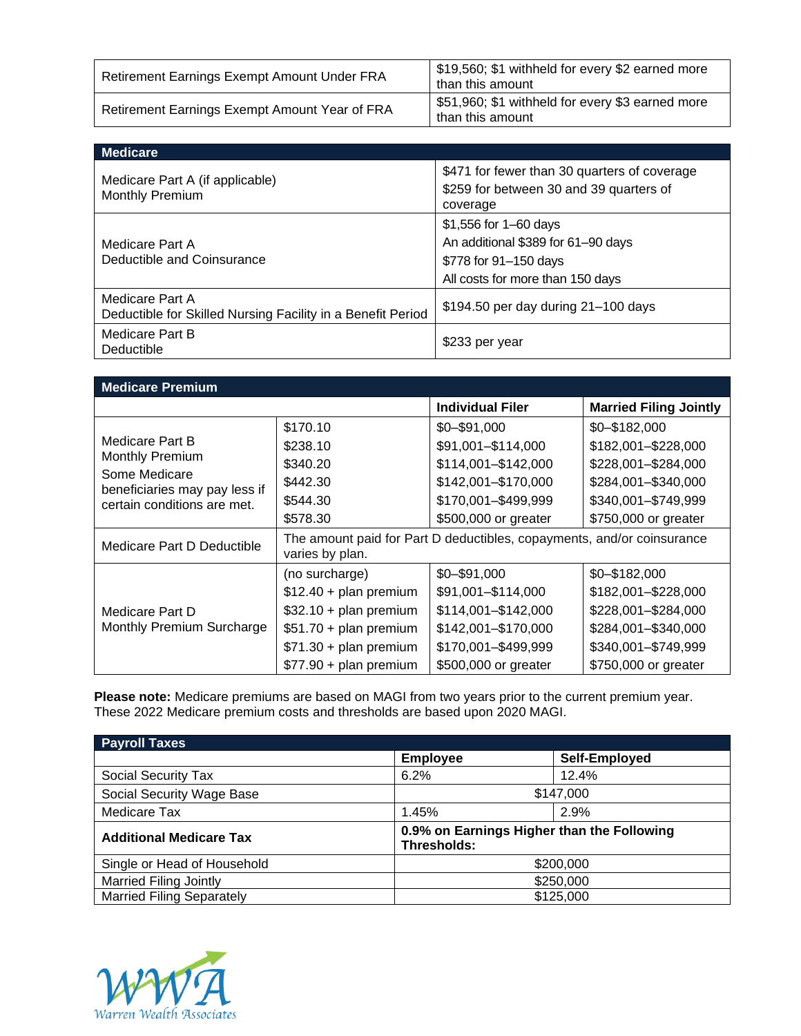| | |
|---|---|
| Retirement Earnings Exempt Amount Under FRA | $19,560; $1 withheld for every $2 earned more than this amount |
| Retirement Earnings Exempt Amount Year of FRA | $51,960; $1 withheld for every $3 earned more than this amount |

| Medicare | |
|---|---|
| Medicare Part A (if applicable) Monthly Premium | $471 for fewer than 30 quarters of coverage<br>$259 for between 30 and 39 quarters of coverage |
| Medicare Part A Deductible and Coinsurance | $1,556 for 1–60 days<br>An additional $389 for 61–90 days<br>$778 for 91–150 days<br>All costs for more than 150 days |
| Medicare Part A Deductible for Skilled Nursing Facility in a Benefit Period | $194.50 per day during 21–100 days |
| Medicare Part B Deductible | $233 per year |

| Medicare Premium | | | |
|---|---|---|---|
| | | **Individual Filer** | **Married Filing Jointly** |
| Medicare Part B Monthly Premium<br>Some Medicare beneficiaries may pay less if certain conditions are met. | $170.10 | $0–$91,000 | $0–$182,000 |
| | $238.10 | $91,001–$114,000 | $182,001–$228,000 |
| | $340.20 | $114,001–$142,000 | $228,001–$284,000 |
| | $442.30 | $142,001–$170,000 | $284,001–$340,000 |
| | $544.30 | $170,001–$499,999 | $340,001–$749,999 |
| | $578.30 | $500,000 or greater | $750,000 or greater |
| Medicare Part D Deductible | The amount paid for Part D deductibles, copayments, and/or coinsurance varies by plan. | | |
| Medicare Part D Monthly Premium Surcharge | (no surcharge) | $0–$91,000 | $0–$182,000 |
| | $12.40 + plan premium | $91,001–$114,000 | $182,001–$228,000 |
| | $32.10 + plan premium | $114,001–$142,000 | $228,001–$284,000 |
| | $51.70 + plan premium | $142,001–$170,000 | $284,001–$340,000 |
| | $71.30 + plan premium | $170,001–$499,999 | $340,001–$749,999 |
| | $77.90 + plan premium | $500,000 or greater | $750,000 or greater |

**Please note:** Medicare premiums are based on MAGI from two years prior to the current premium year. These 2022 Medicare premium costs and thresholds are based upon 2020 MAGI.

| Payroll Taxes | | |
|---|---|---|
| | **Employee** | **Self-Employed** |
| Social Security Tax | 6.2% | 12.4% |
| Social Security Wage Base | $147,000 | |
| Medicare Tax | 1.45% | 2.9% |
| **Additional Medicare Tax** | **0.9% on Earnings Higher than the Following Thresholds:** | |
| Single or Head of Household | $200,000 | |
| Married Filing Jointly | $250,000 | |
| Married Filing Separately | $125,000 | |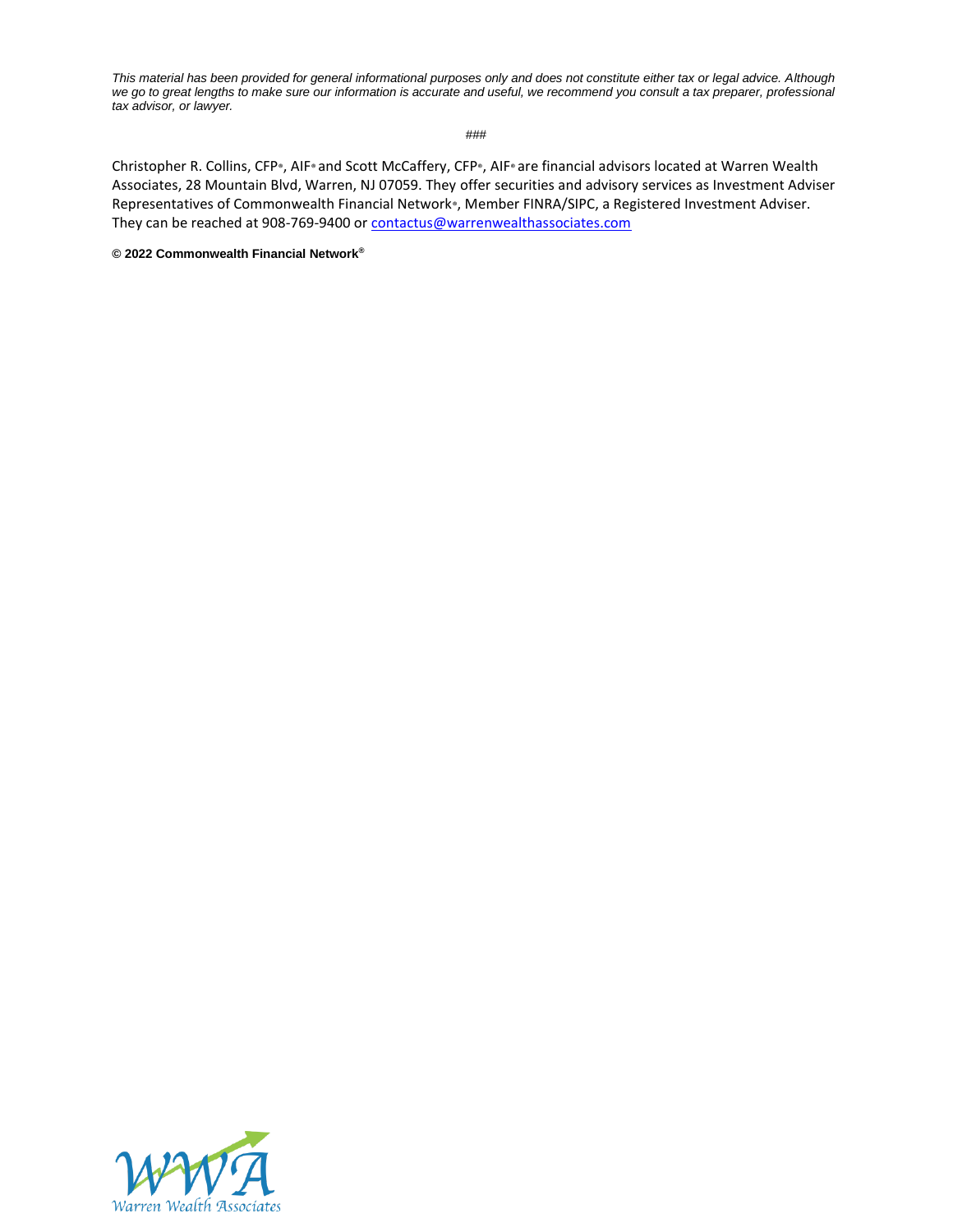*This material has been provided for general informational purposes only and does not constitute either tax or legal advice. Although we go to great lengths to make sure our information is accurate and useful, we recommend you consult a tax preparer, professional tax advisor, or lawyer.*

###

Christopher R. Collins, CFP®, AIF® and Scott McCaffery, CFP®, AIF® are financial advisors located at Warren Wealth Associates, 28 Mountain Blvd, Warren, NJ 07059. They offer securities and advisory services as Investment Adviser Representatives of Commonwealth Financial Network®, Member FINRA/SIPC, a Registered Investment Adviser. They can be reached at 908-769-9400 or contactus@warrenwealthassociates.com

**© 2022 Commonwealth Financial Network®**

WWA
Warren Wealth Associates